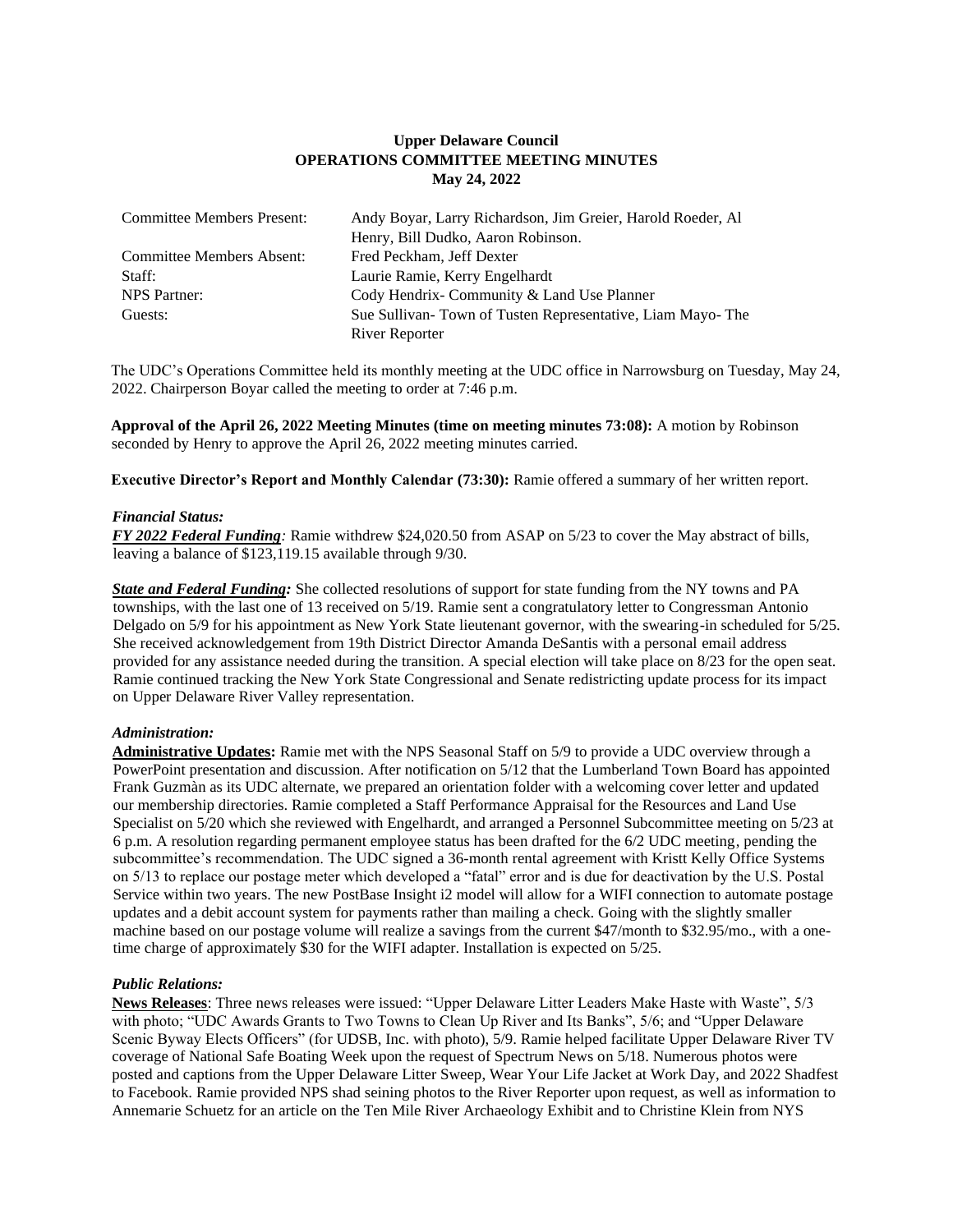**Upper Delaware Council**
**OPERATIONS COMMITTEE MEETING MINUTES**
**May 24, 2022**

| | |
|---|---|
| Committee Members Present: | Andy Boyar, Larry Richardson, Jim Greier, Harold Roeder, Al Henry, Bill Dudko, Aaron Robinson. |
| Committee Members Absent: | Fred Peckham, Jeff Dexter |
| Staff: | Laurie Ramie, Kerry Engelhardt |
| NPS Partner: | Cody Hendrix- Community & Land Use Planner |
| Guests: | Sue Sullivan- Town of Tusten Representative, Liam Mayo- The River Reporter |

The UDC's Operations Committee held its monthly meeting at the UDC office in Narrowsburg on Tuesday, May 24, 2022. Chairperson Boyar called the meeting to order at 7:46 p.m.

**Approval of the April 26, 2022 Meeting Minutes (time on meeting minutes 73:08):** A motion by Robinson seconded by Henry to approve the April 26, 2022 meeting minutes carried.

**Executive Director's Report and Monthly Calendar (73:30):** Ramie offered a summary of her written report.

***Financial Status:***

***FY 2022 Federal Funding****:* Ramie withdrew $24,020.50 from ASAP on 5/23 to cover the May abstract of bills, leaving a balance of $123,119.15 available through 9/30.

***State and Federal Funding:*** She collected resolutions of support for state funding from the NY towns and PA townships, with the last one of 13 received on 5/19. Ramie sent a congratulatory letter to Congressman Antonio Delgado on 5/9 for his appointment as New York State lieutenant governor, with the swearing-in scheduled for 5/25. She received acknowledgement from 19th District Director Amanda DeSantis with a personal email address provided for any assistance needed during the transition. A special election will take place on 8/23 for the open seat. Ramie continued tracking the New York State Congressional and Senate redistricting update process for its impact on Upper Delaware River Valley representation.

***Administration:***

**Administrative Updates:** Ramie met with the NPS Seasonal Staff on 5/9 to provide a UDC overview through a PowerPoint presentation and discussion. After notification on 5/12 that the Lumberland Town Board has appointed Frank Guzmàn as its UDC alternate, we prepared an orientation folder with a welcoming cover letter and updated our membership directories. Ramie completed a Staff Performance Appraisal for the Resources and Land Use Specialist on 5/20 which she reviewed with Engelhardt, and arranged a Personnel Subcommittee meeting on 5/23 at 6 p.m. A resolution regarding permanent employee status has been drafted for the 6/2 UDC meeting, pending the subcommittee's recommendation. The UDC signed a 36-month rental agreement with Kristt Kelly Office Systems on 5/13 to replace our postage meter which developed a "fatal" error and is due for deactivation by the U.S. Postal Service within two years. The new PostBase Insight i2 model will allow for a WIFI connection to automate postage updates and a debit account system for payments rather than mailing a check. Going with the slightly smaller machine based on our postage volume will realize a savings from the current $47/month to $32.95/mo., with a one-time charge of approximately $30 for the WIFI adapter. Installation is expected on 5/25.

***Public Relations:***

**News Releases**: Three news releases were issued: "Upper Delaware Litter Leaders Make Haste with Waste", 5/3 with photo; "UDC Awards Grants to Two Towns to Clean Up River and Its Banks", 5/6; and "Upper Delaware Scenic Byway Elects Officers" (for UDSB, Inc. with photo), 5/9. Ramie helped facilitate Upper Delaware River TV coverage of National Safe Boating Week upon the request of Spectrum News on 5/18. Numerous photos were posted and captions from the Upper Delaware Litter Sweep, Wear Your Life Jacket at Work Day, and 2022 Shadfest to Facebook. Ramie provided NPS shad seining photos to the River Reporter upon request, as well as information to Annemarie Schuetz for an article on the Ten Mile River Archaeology Exhibit and to Christine Klein from NYS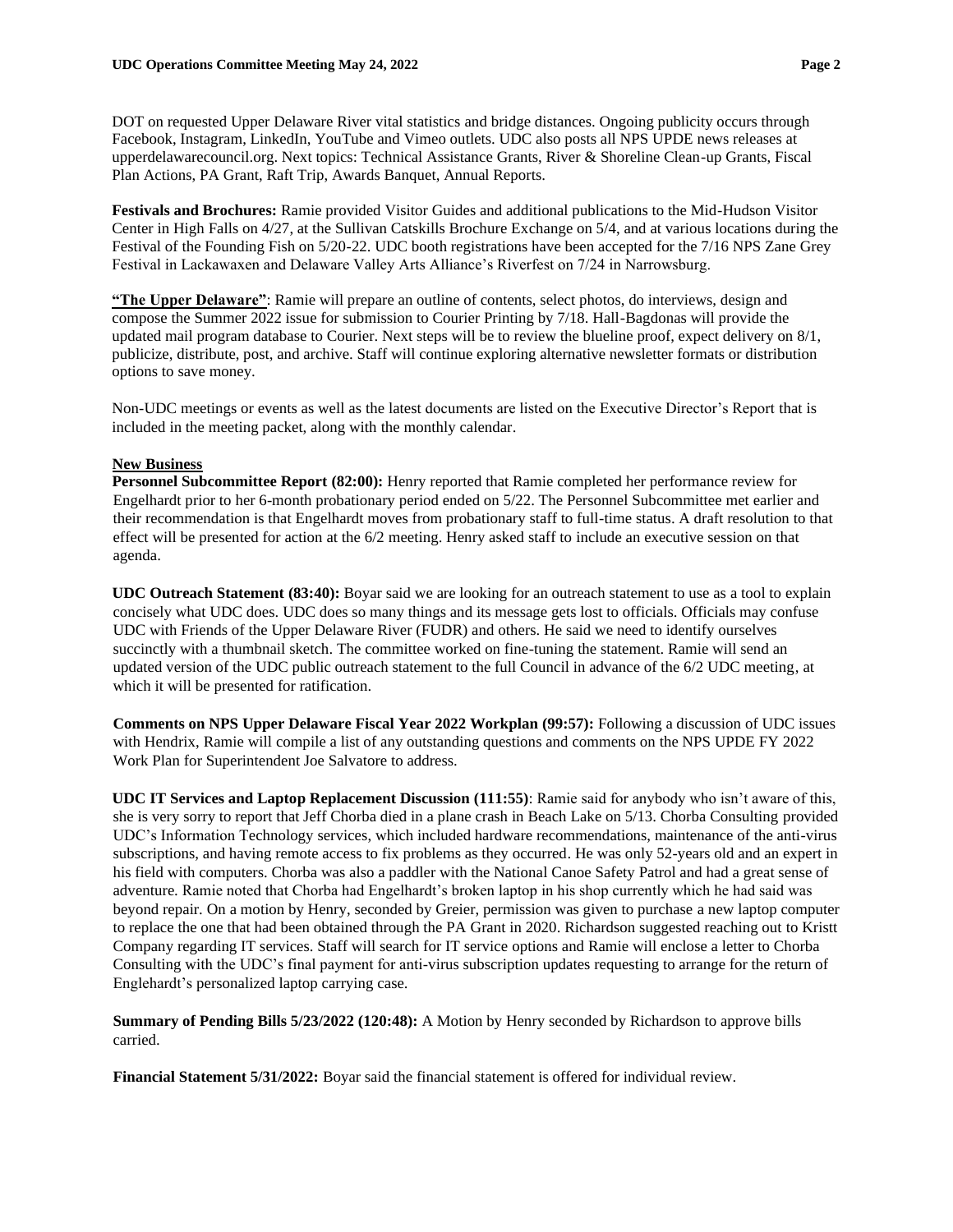DOT on requested Upper Delaware River vital statistics and bridge distances. Ongoing publicity occurs through Facebook, Instagram, LinkedIn, YouTube and Vimeo outlets. UDC also posts all NPS UPDE news releases at upperdelawarecouncil.org. Next topics: Technical Assistance Grants, River & Shoreline Clean-up Grants, Fiscal Plan Actions, PA Grant, Raft Trip, Awards Banquet, Annual Reports.

**Festivals and Brochures:** Ramie provided Visitor Guides and additional publications to the Mid-Hudson Visitor Center in High Falls on 4/27, at the Sullivan Catskills Brochure Exchange on 5/4, and at various locations during the Festival of the Founding Fish on 5/20-22. UDC booth registrations have been accepted for the 7/16 NPS Zane Grey Festival in Lackawaxen and Delaware Valley Arts Alliance's Riverfest on 7/24 in Narrowsburg.

**"The Upper Delaware"**: Ramie will prepare an outline of contents, select photos, do interviews, design and compose the Summer 2022 issue for submission to Courier Printing by 7/18. Hall-Bagdonas will provide the updated mail program database to Courier. Next steps will be to review the blueline proof, expect delivery on 8/1, publicize, distribute, post, and archive. Staff will continue exploring alternative newsletter formats or distribution options to save money.

Non-UDC meetings or events as well as the latest documents are listed on the Executive Director's Report that is included in the meeting packet, along with the monthly calendar.

**New Business**

**Personnel Subcommittee Report (82:00):** Henry reported that Ramie completed her performance review for Engelhardt prior to her 6-month probationary period ended on 5/22. The Personnel Subcommittee met earlier and their recommendation is that Engelhardt moves from probationary staff to full-time status. A draft resolution to that effect will be presented for action at the 6/2 meeting. Henry asked staff to include an executive session on that agenda.

**UDC Outreach Statement (83:40):** Boyar said we are looking for an outreach statement to use as a tool to explain concisely what UDC does. UDC does so many things and its message gets lost to officials. Officials may confuse UDC with Friends of the Upper Delaware River (FUDR) and others. He said we need to identify ourselves succinctly with a thumbnail sketch. The committee worked on fine-tuning the statement. Ramie will send an updated version of the UDC public outreach statement to the full Council in advance of the 6/2 UDC meeting, at which it will be presented for ratification.

**Comments on NPS Upper Delaware Fiscal Year 2022 Workplan (99:57):** Following a discussion of UDC issues with Hendrix, Ramie will compile a list of any outstanding questions and comments on the NPS UPDE FY 2022 Work Plan for Superintendent Joe Salvatore to address.

**UDC IT Services and Laptop Replacement Discussion (111:55)**: Ramie said for anybody who isn't aware of this, she is very sorry to report that Jeff Chorba died in a plane crash in Beach Lake on 5/13. Chorba Consulting provided UDC's Information Technology services, which included hardware recommendations, maintenance of the anti-virus subscriptions, and having remote access to fix problems as they occurred. He was only 52-years old and an expert in his field with computers. Chorba was also a paddler with the National Canoe Safety Patrol and had a great sense of adventure. Ramie noted that Chorba had Engelhardt's broken laptop in his shop currently which he had said was beyond repair. On a motion by Henry, seconded by Greier, permission was given to purchase a new laptop computer to replace the one that had been obtained through the PA Grant in 2020. Richardson suggested reaching out to Kristt Company regarding IT services. Staff will search for IT service options and Ramie will enclose a letter to Chorba Consulting with the UDC's final payment for anti-virus subscription updates requesting to arrange for the return of Englehardt's personalized laptop carrying case.

**Summary of Pending Bills 5/23/2022 (120:48):** A Motion by Henry seconded by Richardson to approve bills carried.

**Financial Statement 5/31/2022:** Boyar said the financial statement is offered for individual review.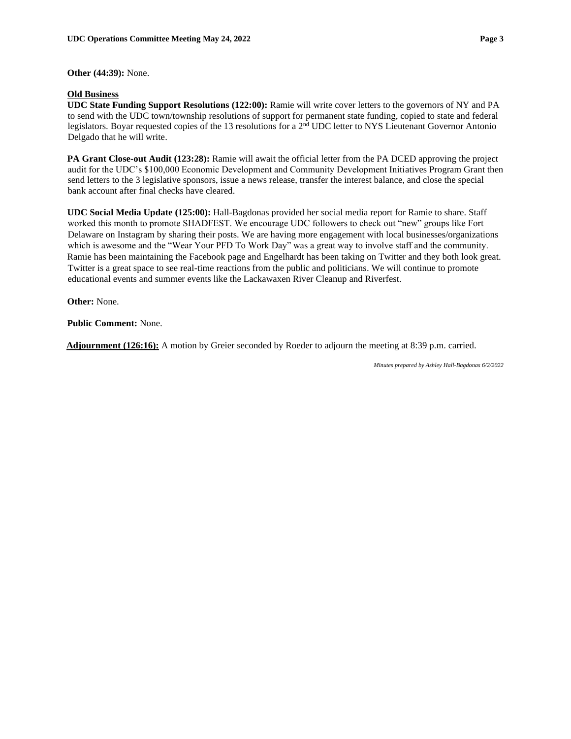**Other (44:39):** None.

**Old Business**

**UDC State Funding Support Resolutions (122:00):** Ramie will write cover letters to the governors of NY and PA to send with the UDC town/township resolutions of support for permanent state funding, copied to state and federal legislators. Boyar requested copies of the 13 resolutions for a 2nd UDC letter to NYS Lieutenant Governor Antonio Delgado that he will write.

**PA Grant Close-out Audit (123:28):** Ramie will await the official letter from the PA DCED approving the project audit for the UDC's $100,000 Economic Development and Community Development Initiatives Program Grant then send letters to the 3 legislative sponsors, issue a news release, transfer the interest balance, and close the special bank account after final checks have cleared.

**UDC Social Media Update (125:00):** Hall-Bagdonas provided her social media report for Ramie to share. Staff worked this month to promote SHADFEST. We encourage UDC followers to check out "new" groups like Fort Delaware on Instagram by sharing their posts. We are having more engagement with local businesses/organizations which is awesome and the "Wear Your PFD To Work Day" was a great way to involve staff and the community. Ramie has been maintaining the Facebook page and Engelhardt has been taking on Twitter and they both look great. Twitter is a great space to see real-time reactions from the public and politicians. We will continue to promote educational events and summer events like the Lackawaxen River Cleanup and Riverfest.

**Other:** None.

**Public Comment:** None.

**Adjournment (126:16):** A motion by Greier seconded by Roeder to adjourn the meeting at 8:39 p.m. carried.

*Minutes prepared by Ashley Hall-Bagdonas 6/2/2022*